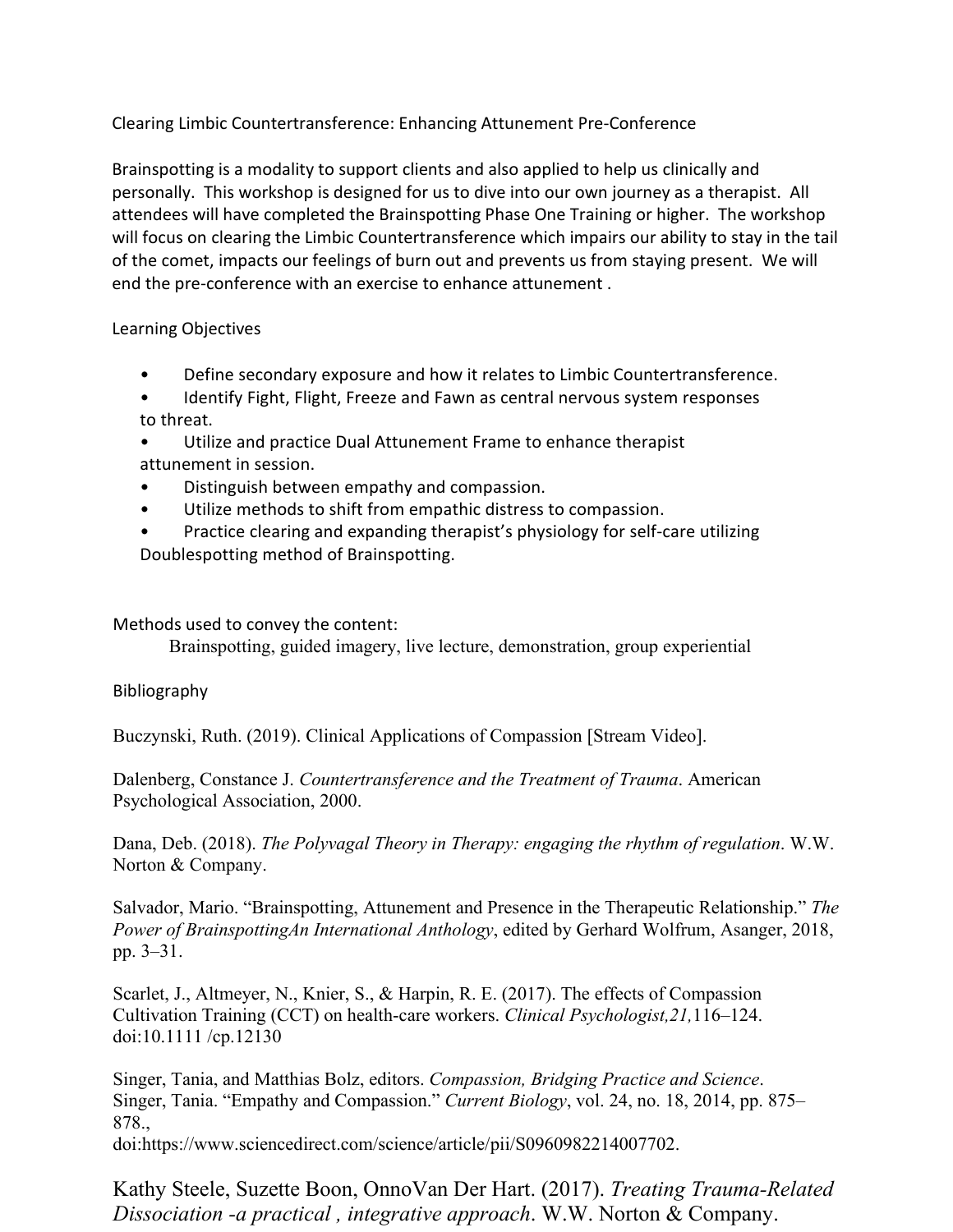# Clearing Limbic Countertransference: Enhancing Attunement Pre-Conference

Brainspotting is a modality to support clients and also applied to help us clinically and personally. This workshop is designed for us to dive into our own journey as a therapist. All attendees will have completed the Brainspotting Phase One Training or higher. The workshop will focus on clearing the Limbic Countertransference which impairs our ability to stay in the tail of the comet, impacts our feelings of burn out and prevents us from staying present. We will end the pre-conference with an exercise to enhance attunement .

## Learning Objectives

- Define secondary exposure and how it relates to Limbic Countertransference.
- Identify Fight, Flight, Freeze and Fawn as central nervous system responses to threat.
- Utilize and practice Dual Attunement Frame to enhance therapist attunement in session.
- Distinguish between empathy and compassion.
- Utilize methods to shift from empathic distress to compassion.
- Practice clearing and expanding therapist's physiology for self-care utilizing Doublespotting method of Brainspotting.

## Methods used to convey the content:

Brainspotting, guided imagery, live lecture, demonstration, group experiential

## Bibliography

Buczynski, Ruth. (2019). Clinical Applications of Compassion [Stream Video].

Dalenberg, Constance J. *Countertransference and the Treatment of Trauma*. American Psychological Association, 2000.

Dana, Deb. (2018). *The Polyvagal Theory in Therapy: engaging the rhythm of regulation*. W.W. Norton & Company.

Salvador, Mario. "Brainspotting, Attunement and Presence in the Therapeutic Relationship." *The Power of BrainspottingAn International Anthology*, edited by Gerhard Wolfrum, Asanger, 2018, pp. 3–31.

Scarlet, J., Altmeyer, N., Knier, S., & Harpin, R. E. (2017). The effects of Compassion Cultivation Training (CCT) on health-care workers. *Clinical Psychologist,21,*116–124. doi:10.1111 /cp.12130

Singer, Tania, and Matthias Bolz, editors. *Compassion, Bridging Practice and Science*.
Singer, Tania. "Empathy and Compassion." *Current Biology*, vol. 24, no. 18, 2014, pp. 875–878., doi:https://www.sciencedirect.com/science/article/pii/S0960982214007702.

Kathy Steele, Suzette Boon, OnnoVan Der Hart. (2017). *Treating Trauma-Related Dissociation -a practical , integrative approach*. W.W. Norton & Company.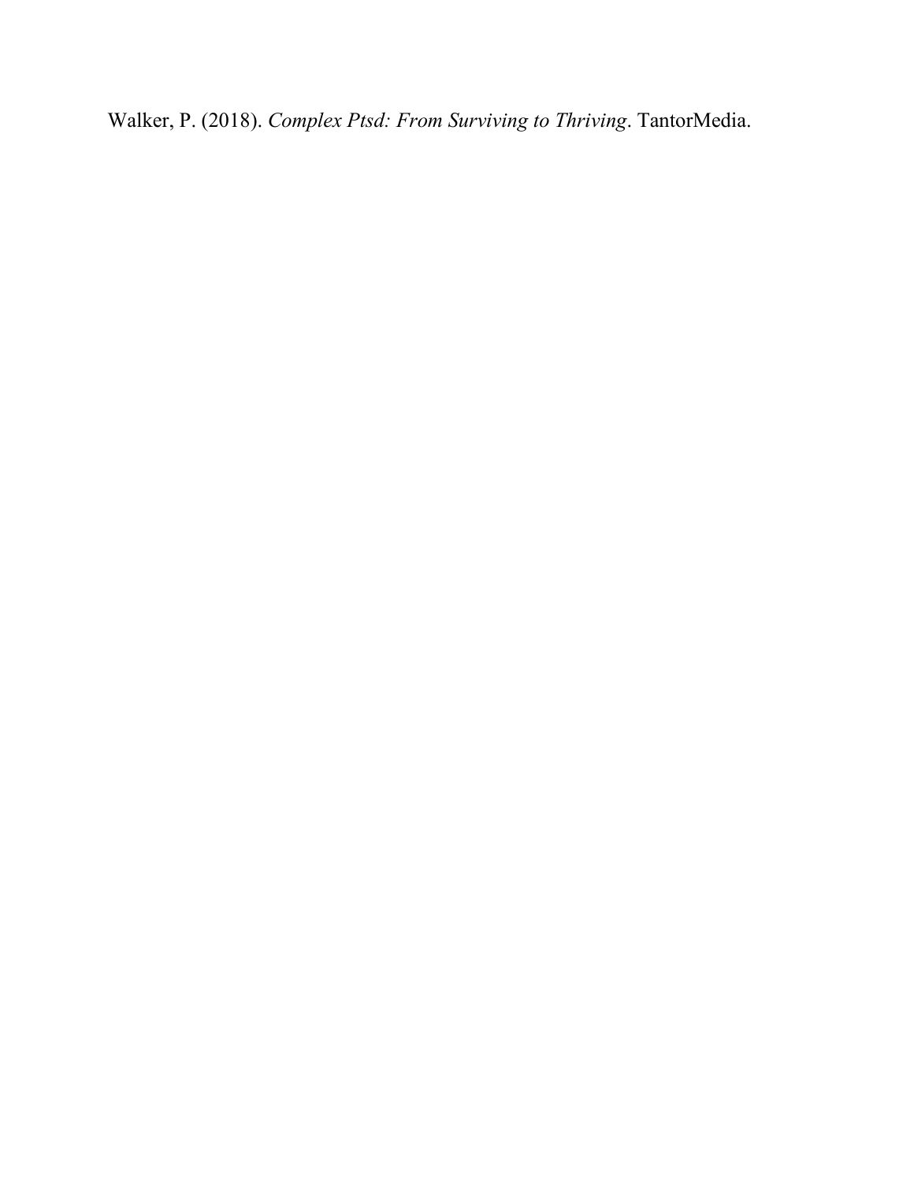Walker, P. (2018). *Complex Ptsd: From Surviving to Thriving*. TantorMedia.